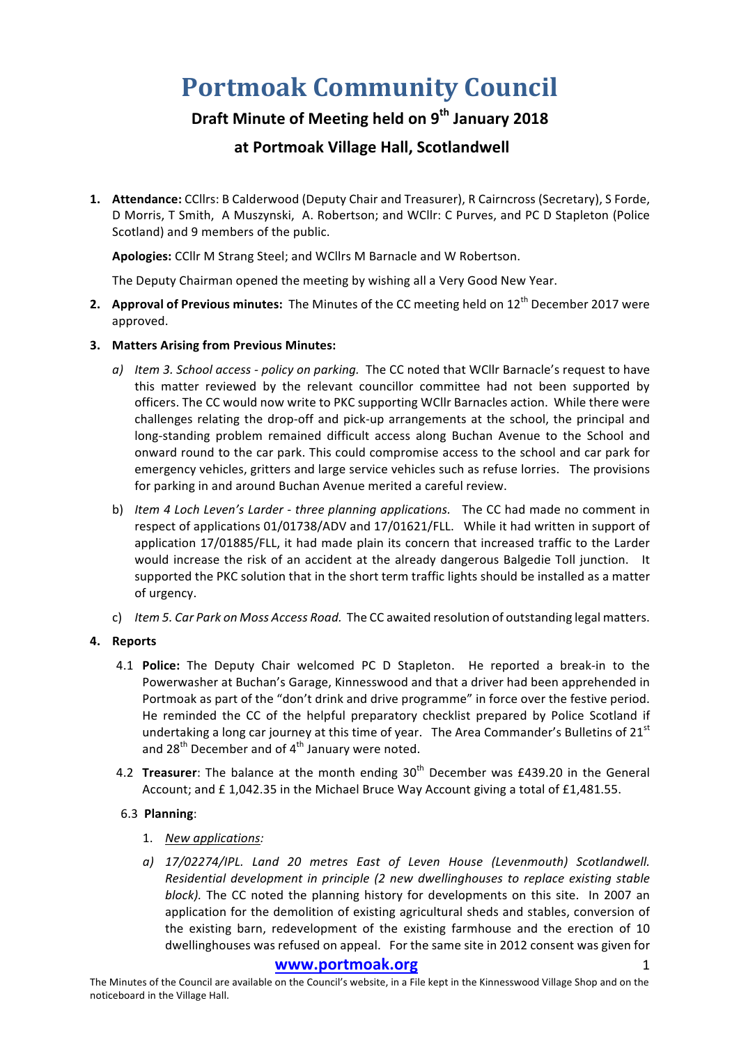# Portmoak Community Council

## Draft Minute of Meeting held on 9th January 2018

## at Portmoak Village Hall, Scotlandwell

1. **Attendance:** CCllrs: B Calderwood (Deputy Chair and Treasurer), R Cairncross (Secretary), S Forde, D Morris, T Smith, A Muszynski, A. Robertson; and WCllr: C Purves, and PC D Stapleton (Police Scotland) and 9 members of the public.

   **Apologies:** CCllr M Strang Steel; and WCllrs M Barnacle and W Robertson.

   The Deputy Chairman opened the meeting by wishing all a Very Good New Year.

2. **Approval of Previous minutes:** The Minutes of the CC meeting held on 12th December 2017 were approved.

3. **Matters Arising from Previous Minutes:**

   a) *Item 3. School access - policy on parking.* The CC noted that WCllr Barnacle's request to have this matter reviewed by the relevant councillor committee had not been supported by officers. The CC would now write to PKC supporting WCllr Barnacles action. While there were challenges relating the drop-off and pick-up arrangements at the school, the principal and long-standing problem remained difficult access along Buchan Avenue to the School and onward round to the car park. This could compromise access to the school and car park for emergency vehicles, gritters and large service vehicles such as refuse lorries. The provisions for parking in and around Buchan Avenue merited a careful review.

   b) *Item 4 Loch Leven's Larder - three planning applications.* The CC had made no comment in respect of applications 01/01738/ADV and 17/01621/FLL. While it had written in support of application 17/01885/FLL, it had made plain its concern that increased traffic to the Larder would increase the risk of an accident at the already dangerous Balgedie Toll junction. It supported the PKC solution that in the short term traffic lights should be installed as a matter of urgency.

   c) *Item 5. Car Park on Moss Access Road.* The CC awaited resolution of outstanding legal matters.

4. **Reports**

   4.1 **Police:** The Deputy Chair welcomed PC D Stapleton. He reported a break-in to the Powerwasher at Buchan's Garage, Kinnesswood and that a driver had been apprehended in Portmoak as part of the "don't drink and drive programme" in force over the festive period. He reminded the CC of the helpful preparatory checklist prepared by Police Scotland if undertaking a long car journey at this time of year. The Area Commander's Bulletins of 21st and 28th December and of 4th January were noted.

   4.2 **Treasurer**: The balance at the month ending 30th December was £439.20 in the General Account; and £ 1,042.35 in the Michael Bruce Way Account giving a total of £1,481.55.

   6.3 **Planning**:

   1. *New applications:*

   a) *17/02274/IPL. Land 20 metres East of Leven House (Levenmouth) Scotlandwell. Residential development in principle (2 new dwellinghouses to replace existing stable block).* The CC noted the planning history for developments on this site. In 2007 an application for the demolition of existing agricultural sheds and stables, conversion of the existing barn, redevelopment of the existing farmhouse and the erection of 10 dwellinghouses was refused on appeal. For the same site in 2012 consent was given for

The Minutes of the Council are available on the Council's website, in a File kept in the Kinnesswood Village Shop and on the noticeboard in the Village Hall.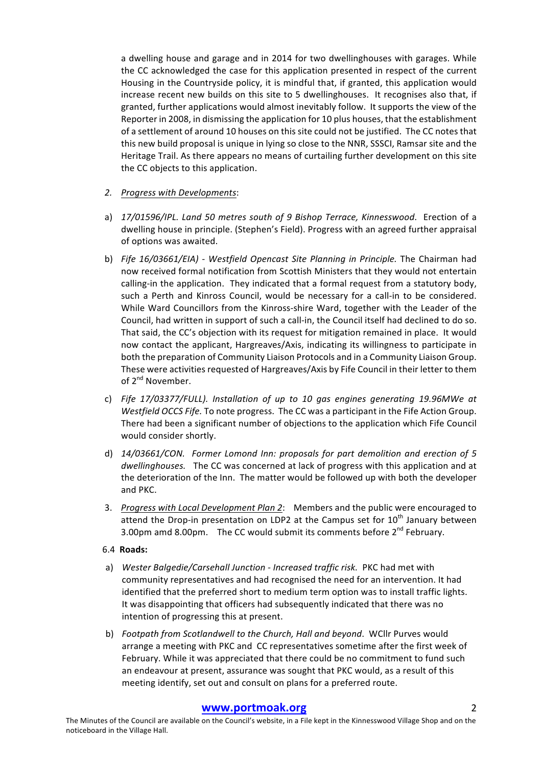a dwelling house and garage and in 2014 for two dwellinghouses with garages. While the CC acknowledged the case for this application presented in respect of the current Housing in the Countryside policy, it is mindful that, if granted, this application would increase recent new builds on this site to 5 dwellinghouses. It recognises also that, if granted, further applications would almost inevitably follow. It supports the view of the Reporter in 2008, in dismissing the application for 10 plus houses, that the establishment of a settlement of around 10 houses on this site could not be justified. The CC notes that this new build proposal is unique in lying so close to the NNR, SSSCI, Ramsar site and the Heritage Trail. As there appears no means of curtailing further development on this site the CC objects to this application.

2. *Progress with Developments*:

a) *17/01596/IPL. Land 50 metres south of 9 Bishop Terrace, Kinnesswood*. Erection of a dwelling house in principle. (Stephen's Field). Progress with an agreed further appraisal of options was awaited.

b) *Fife 16/03661/EIA) - Westfield Opencast Site Planning in Principle.* The Chairman had now received formal notification from Scottish Ministers that they would not entertain calling-in the application. They indicated that a formal request from a statutory body, such a Perth and Kinross Council, would be necessary for a call-in to be considered. While Ward Councillors from the Kinross-shire Ward, together with the Leader of the Council, had written in support of such a call-in, the Council itself had declined to do so. That said, the CC's objection with its request for mitigation remained in place. It would now contact the applicant, Hargreaves/Axis, indicating its willingness to participate in both the preparation of Community Liaison Protocols and in a Community Liaison Group. These were activities requested of Hargreaves/Axis by Fife Council in their letter to them of 2nd November.

c) *Fife 17/03377/FULL). Installation of up to 10 gas engines generating 19.96MWe at Westfield OCCS Fife.* To note progress. The CC was a participant in the Fife Action Group. There had been a significant number of objections to the application which Fife Council would consider shortly.

d) *14/03661/CON. Former Lomond Inn: proposals for part demolition and erection of 5 dwellinghouses.* The CC was concerned at lack of progress with this application and at the deterioration of the Inn. The matter would be followed up with both the developer and PKC.

3. *Progress with Local Development Plan 2*: Members and the public were encouraged to attend the Drop-in presentation on LDP2 at the Campus set for 10th January between 3.00pm amd 8.00pm. The CC would submit its comments before 2nd February.

6.4 **Roads:**

a) *Wester Balgedie/Carsehall Junction - Increased traffic risk.* PKC had met with community representatives and had recognised the need for an intervention. It had identified that the preferred short to medium term option was to install traffic lights. It was disappointing that officers had subsequently indicated that there was no intention of progressing this at present.

b) *Footpath from Scotlandwell to the Church, Hall and beyond*. WCllr Purves would arrange a meeting with PKC and CC representatives sometime after the first week of February. While it was appreciated that there could be no commitment to fund such an endeavour at present, assurance was sought that PKC would, as a result of this meeting identify, set out and consult on plans for a preferred route.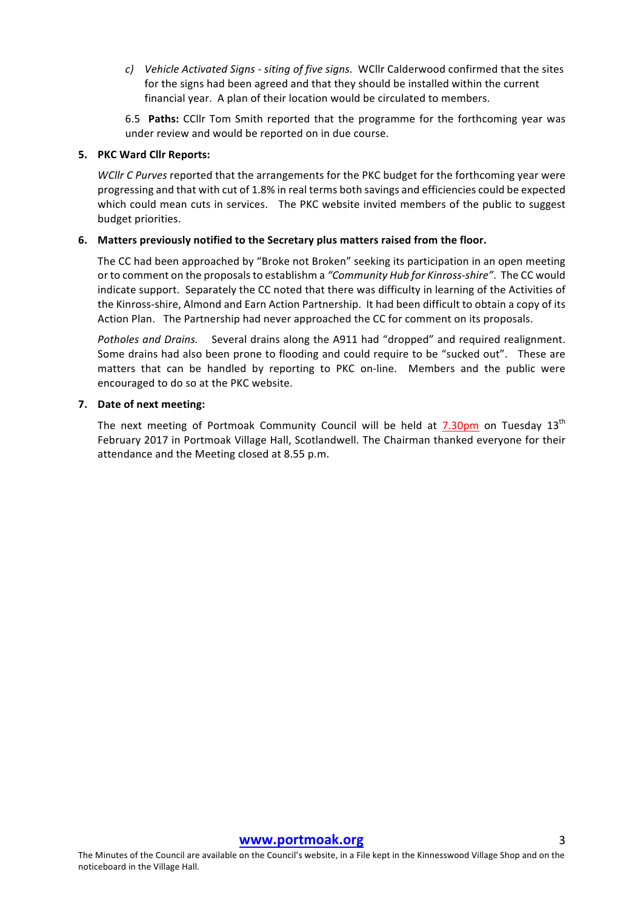c) *Vehicle Activated Signs - siting of five signs.* WCllr Calderwood confirmed that the sites for the signs had been agreed and that they should be installed within the current financial year. A plan of their location would be circulated to members.

6.5 **Paths:** CCllr Tom Smith reported that the programme for the forthcoming year was under review and would be reported on in due course.

**5. PKC Ward Cllr Reports:**

*WCllr C Purves* reported that the arrangements for the PKC budget for the forthcoming year were progressing and that with cut of 1.8% in real terms both savings and efficiencies could be expected which could mean cuts in services. The PKC website invited members of the public to suggest budget priorities.

**6. Matters previously notified to the Secretary plus matters raised from the floor.**

The CC had been approached by "Broke not Broken" seeking its participation in an open meeting or to comment on the proposals to establishm a *"Community Hub for Kinross-shire"*. The CC would indicate support. Separately the CC noted that there was difficulty in learning of the Activities of the Kinross-shire, Almond and Earn Action Partnership. It had been difficult to obtain a copy of its Action Plan. The Partnership had never approached the CC for comment on its proposals.

*Potholes and Drains.* Several drains along the A911 had "dropped" and required realignment. Some drains had also been prone to flooding and could require to be "sucked out". These are matters that can be handled by reporting to PKC on-line. Members and the public were encouraged to do so at the PKC website.

**7. Date of next meeting:**

The next meeting of Portmoak Community Council will be held at 7.30pm on Tuesday 13th February 2017 in Portmoak Village Hall, Scotlandwell. The Chairman thanked everyone for their attendance and the Meeting closed at 8.55 p.m.

**www.portmoak.org**

The Minutes of the Council are available on the Council's website, in a File kept in the Kinnesswood Village Shop and on the noticeboard in the Village Hall.